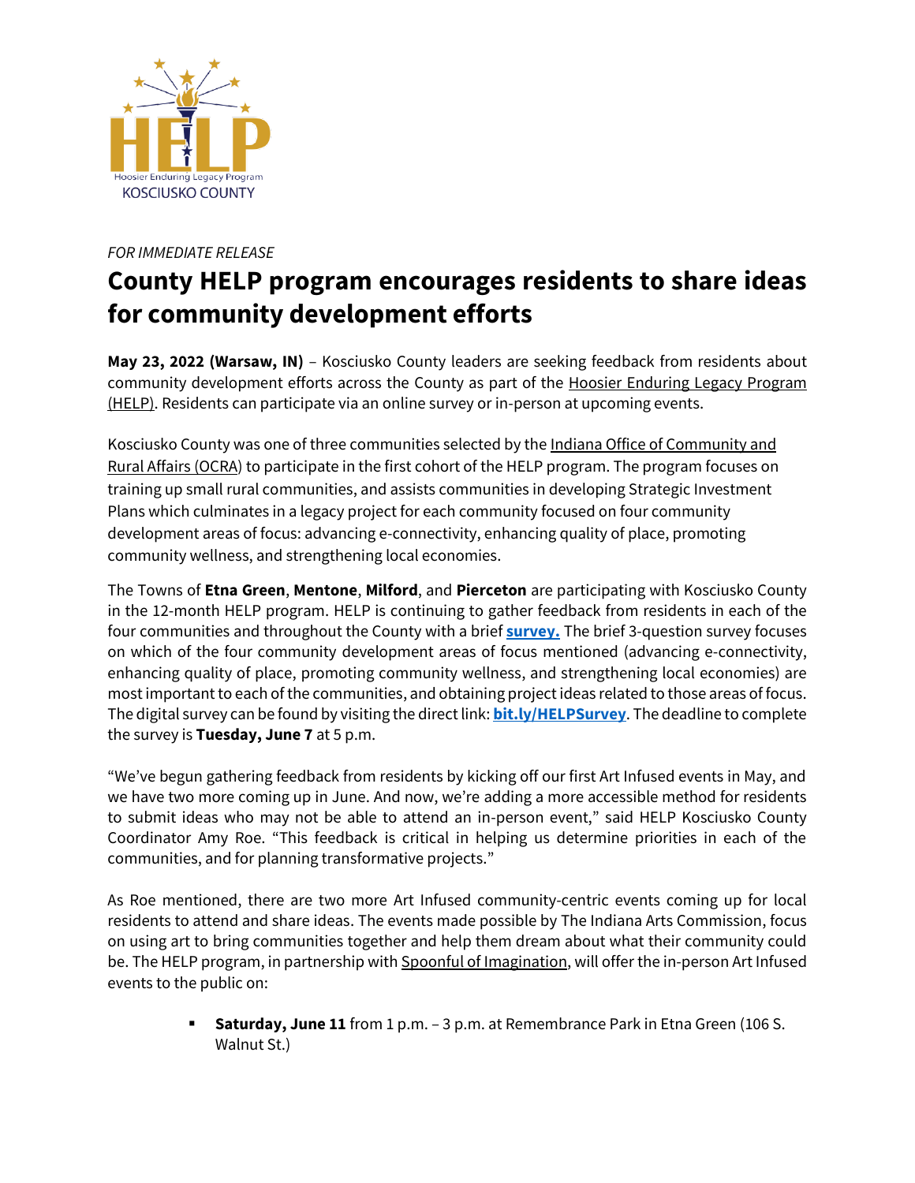HELP
Hoosier Enduring Legacy Program
KOSCIUSKO COUNTY

*FOR IMMEDIATE RELEASE*

# County HELP program encourages residents to share ideas for community development efforts

**May 23, 2022 (Warsaw, IN)** – Kosciusko County leaders are seeking feedback from residents about community development efforts across the County as part of the Hoosier Enduring Legacy Program (HELP). Residents can participate via an online survey or in-person at upcoming events.

Kosciusko County was one of three communities selected by the Indiana Office of Community and Rural Affairs (OCRA) to participate in the first cohort of the HELP program. The program focuses on training up small rural communities, and assists communities in developing Strategic Investment Plans which culminates in a legacy project for each community focused on four community development areas of focus: advancing e-connectivity, enhancing quality of place, promoting community wellness, and strengthening local economies.

The Towns of **Etna Green**, **Mentone**, **Milford**, and **Pierceton** are participating with Kosciusko County in the 12-month HELP program. HELP is continuing to gather feedback from residents in each of the four communities and throughout the County with a brief **survey.** The brief 3-question survey focuses on which of the four community development areas of focus mentioned (advancing e-connectivity, enhancing quality of place, promoting community wellness, and strengthening local economies) are most important to each of the communities, and obtaining project ideas related to those areas of focus. The digital survey can be found by visiting the direct link: **bit.ly/HELPSurvey**. The deadline to complete the survey is **Tuesday, June 7** at 5 p.m.

"We've begun gathering feedback from residents by kicking off our first Art Infused events in May, and we have two more coming up in June. And now, we're adding a more accessible method for residents to submit ideas who may not be able to attend an in-person event," said HELP Kosciusko County Coordinator Amy Roe. "This feedback is critical in helping us determine priorities in each of the communities, and for planning transformative projects."

As Roe mentioned, there are two more Art Infused community-centric events coming up for local residents to attend and share ideas. The events made possible by The Indiana Arts Commission, focus on using art to bring communities together and help them dream about what their community could be. The HELP program, in partnership with Spoonful of Imagination, will offer the in-person Art Infused events to the public on:

- **Saturday, June 11** from 1 p.m. – 3 p.m. at Remembrance Park in Etna Green (106 S. Walnut St.)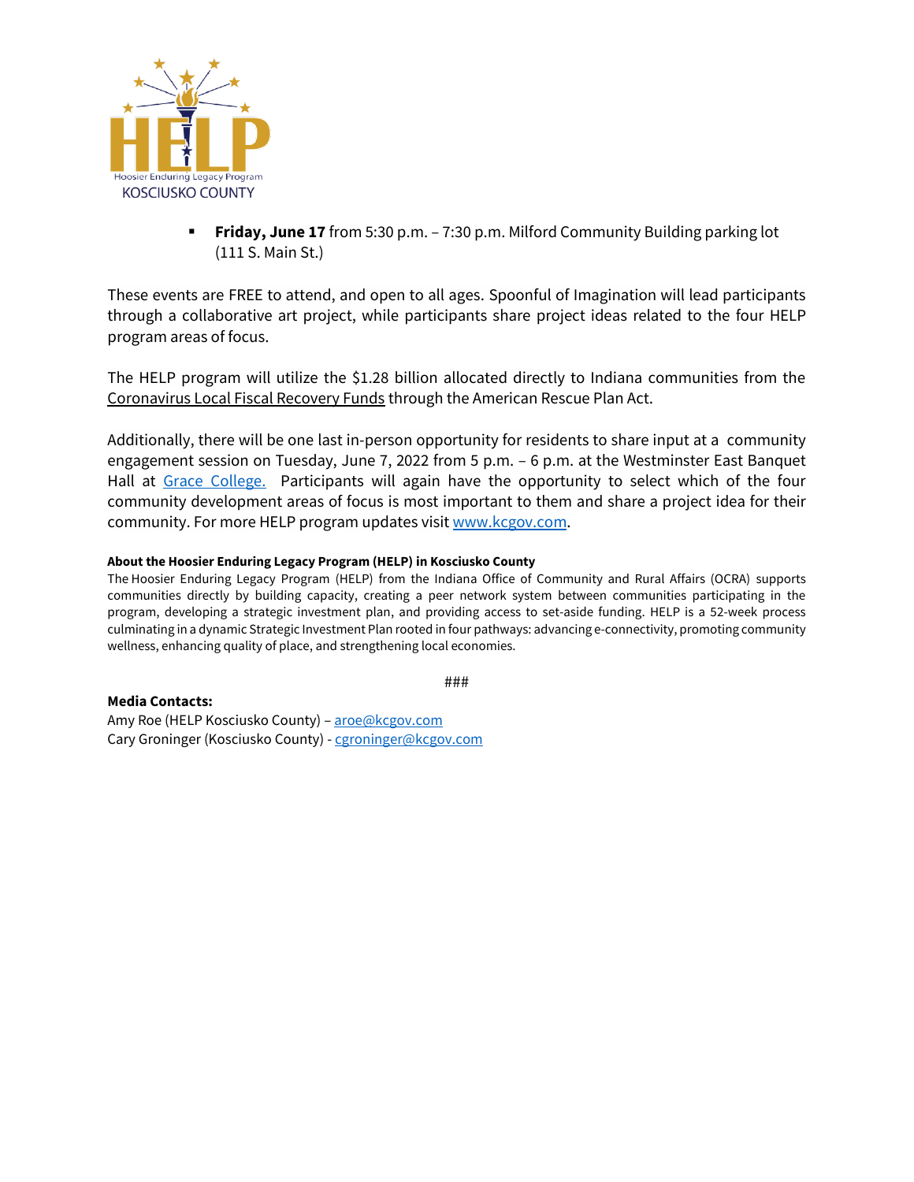- **Friday, June 17** from 5:30 p.m. – 7:30 p.m. Milford Community Building parking lot (111 S. Main St.)

These events are FREE to attend, and open to all ages. Spoonful of Imagination will lead participants through a collaborative art project, while participants share project ideas related to the four HELP program areas of focus.

The HELP program will utilize the $1.28 billion allocated directly to Indiana communities from the Coronavirus Local Fiscal Recovery Funds through the American Rescue Plan Act.

Additionally, there will be one last in-person opportunity for residents to share input at a community engagement session on Tuesday, June 7, 2022 from 5 p.m. – 6 p.m. at the Westminster East Banquet Hall at Grace College. Participants will again have the opportunity to select which of the four community development areas of focus is most important to them and share a project idea for their community. For more HELP program updates visit www.kcgov.com.

**About the Hoosier Enduring Legacy Program (HELP) in Kosciusko County**

The Hoosier Enduring Legacy Program (HELP) from the Indiana Office of Community and Rural Affairs (OCRA) supports communities directly by building capacity, creating a peer network system between communities participating in the program, developing a strategic investment plan, and providing access to set-aside funding. HELP is a 52-week process culminating in a dynamic Strategic Investment Plan rooted in four pathways: advancing e-connectivity, promoting community wellness, enhancing quality of place, and strengthening local economies.

###

**Media Contacts:**

Amy Roe (HELP Kosciusko County) – aroe@kcgov.com

Cary Groninger (Kosciusko County) - cgroninger@kcgov.com